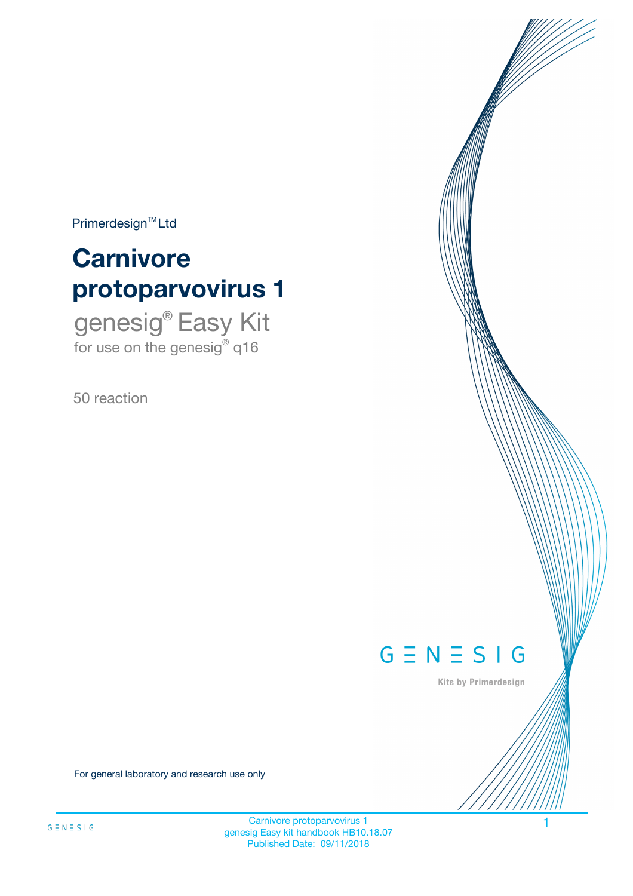Primerdesign™ Ltd

# Carnivore protoparvovirus 1

## genesig® Easy Kit

for use on the genesig® q16

50 reaction

GENESIG

Kits by Primerdesign

For general laboratory and research use only

Carnivore protoparvovirus 1
genesig Easy kit handbook HB10.18.07
Published Date: 09/11/2018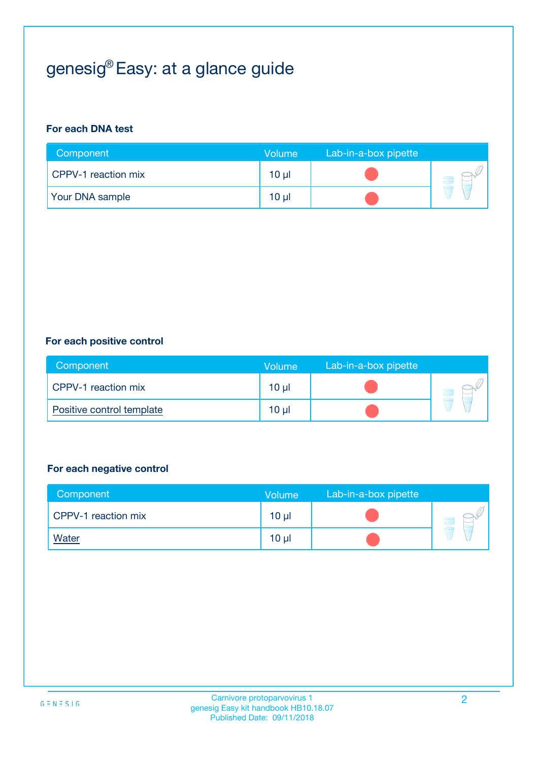# genesig® Easy: at a glance guide

**For each DNA test**

| Component | Volume | Lab-in-a-box pipette |
|---|---|---|
| CPPV-1 reaction mix | 10 µl | |
| Your DNA sample | 10 µl | |

**For each positive control**

| Component | Volume | Lab-in-a-box pipette |
|---|---|---|
| CPPV-1 reaction mix | 10 µl | |
| Positive control template | 10 µl | |

**For each negative control**

| Component | Volume | Lab-in-a-box pipette |
|---|---|---|
| CPPV-1 reaction mix | 10 µl | |
| Water | 10 µl | |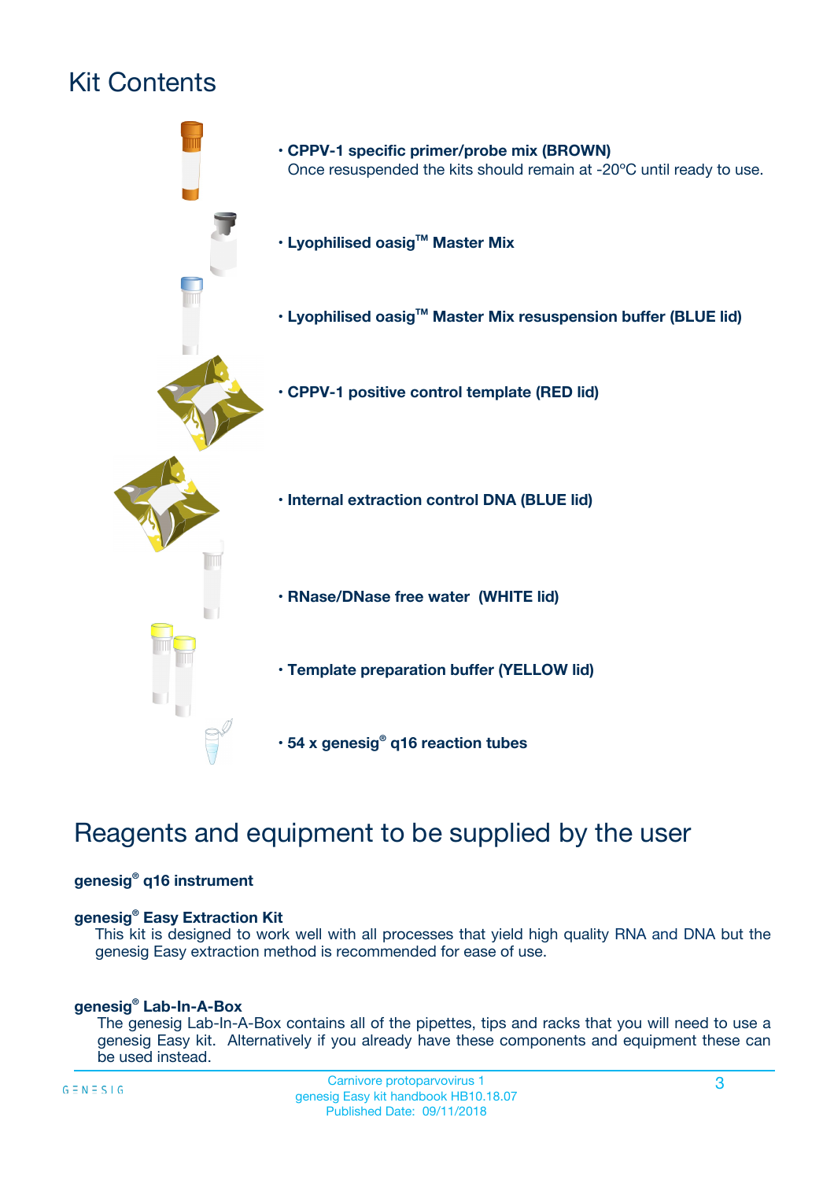# Kit Contents

- **CPPV-1 specific primer/probe mix (BROWN)**
  Once resuspended the kits should remain at -20ºC until ready to use.
- **Lyophilised oasig™ Master Mix**
- **Lyophilised oasig™ Master Mix resuspension buffer (BLUE lid)**
- **CPPV-1 positive control template (RED lid)**
- **Internal extraction control DNA (BLUE lid)**
- **RNase/DNase free water (WHITE lid)**
- **Template preparation buffer (YELLOW lid)**
- **54 x genesig® q16 reaction tubes**

# Reagents and equipment to be supplied by the user

**genesig® q16 instrument**

**genesig® Easy Extraction Kit**
This kit is designed to work well with all processes that yield high quality RNA and DNA but the genesig Easy extraction method is recommended for ease of use.

**genesig® Lab-In-A-Box**
The genesig Lab-In-A-Box contains all of the pipettes, tips and racks that you will need to use a genesig Easy kit. Alternatively if you already have these components and equipment these can be used instead.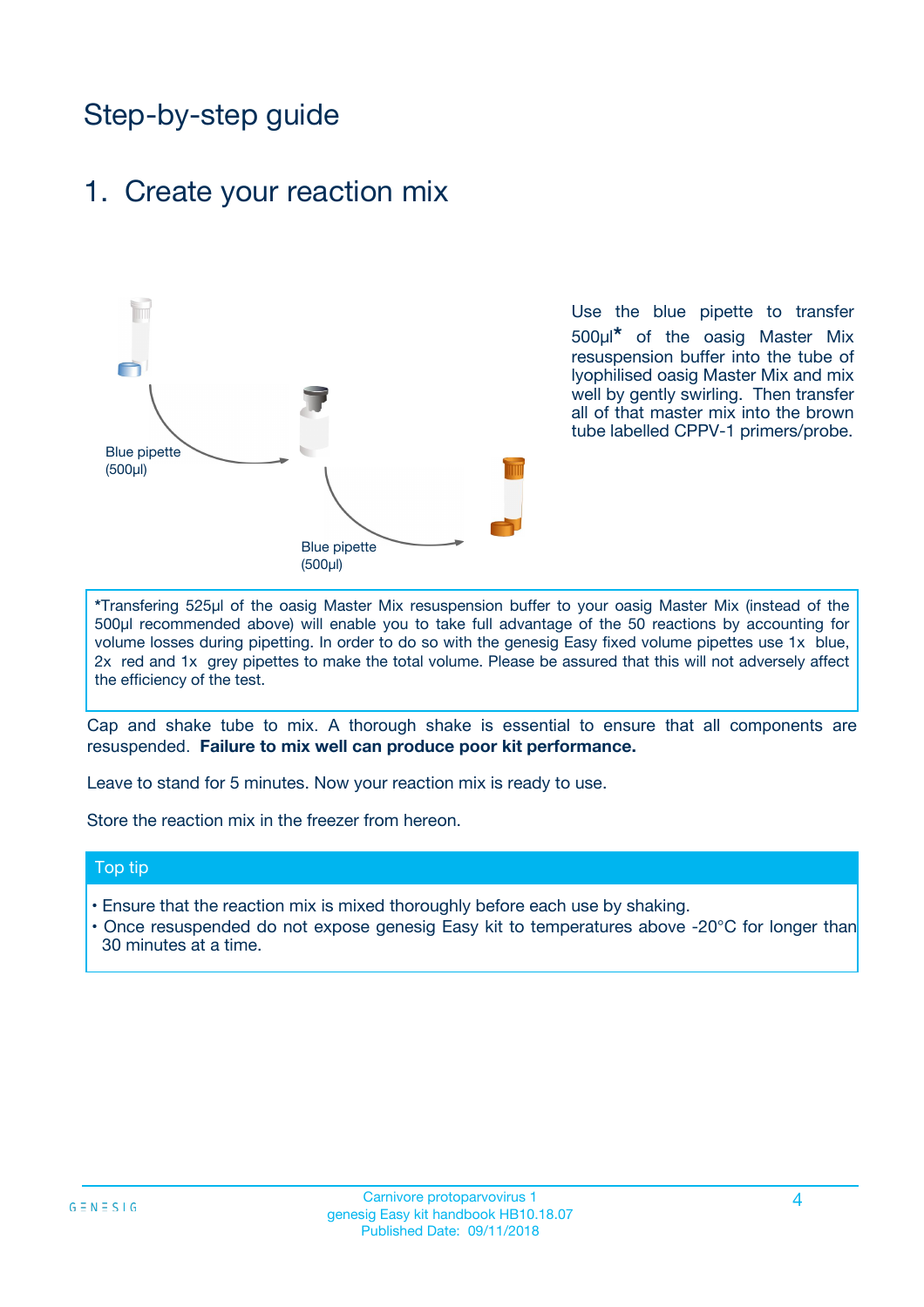# Step-by-step guide

## 1. Create your reaction mix

Blue pipette (500µl)

Blue pipette (500µl)

Use the blue pipette to transfer 500µl* of the oasig Master Mix resuspension buffer into the tube of lyophilised oasig Master Mix and mix well by gently swirling. Then transfer all of that master mix into the brown tube labelled CPPV-1 primers/probe.

*Transfering 525µl of the oasig Master Mix resuspension buffer to your oasig Master Mix (instead of the 500µl recommended above) will enable you to take full advantage of the 50 reactions by accounting for volume losses during pipetting. In order to do so with the genesig Easy fixed volume pipettes use 1x blue, 2x red and 1x grey pipettes to make the total volume. Please be assured that this will not adversely affect the efficiency of the test.

Cap and shake tube to mix. A thorough shake is essential to ensure that all components are resuspended. **Failure to mix well can produce poor kit performance.**

Leave to stand for 5 minutes. Now your reaction mix is ready to use.

Store the reaction mix in the freezer from hereon.

**Top tip**

- Ensure that the reaction mix is mixed thoroughly before each use by shaking.
- Once resuspended do not expose genesig Easy kit to temperatures above -20°C for longer than 30 minutes at a time.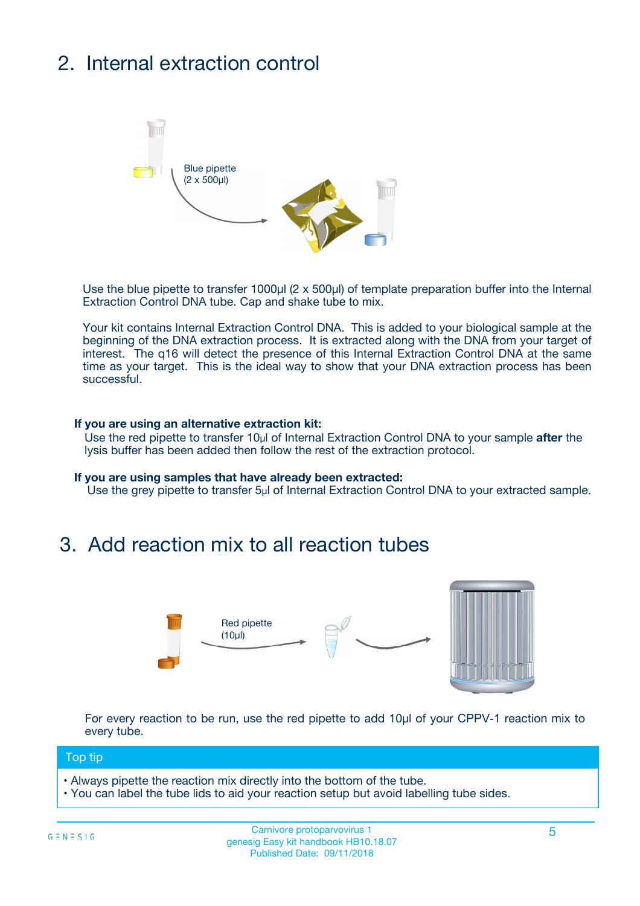## 2. Internal extraction control

Blue pipette
(2 x 500µl)

Use the blue pipette to transfer 1000µl (2 x 500µl) of template preparation buffer into the Internal Extraction Control DNA tube. Cap and shake tube to mix.

Your kit contains Internal Extraction Control DNA. This is added to your biological sample at the beginning of the DNA extraction process. It is extracted along with the DNA from your target of interest. The q16 will detect the presence of this Internal Extraction Control DNA at the same time as your target. This is the ideal way to show that your DNA extraction process has been successful.

**If you are using an alternative extraction kit:**
Use the red pipette to transfer 10µl of Internal Extraction Control DNA to your sample **after** the lysis buffer has been added then follow the rest of the extraction protocol.

**If you are using samples that have already been extracted:**
Use the grey pipette to transfer 5µl of Internal Extraction Control DNA to your extracted sample.

## 3. Add reaction mix to all reaction tubes

Red pipette
(10µl)

For every reaction to be run, use the red pipette to add 10µl of your CPPV-1 reaction mix to every tube.

**Top tip**

- Always pipette the reaction mix directly into the bottom of the tube.
- You can label the tube lids to aid your reaction setup but avoid labelling tube sides.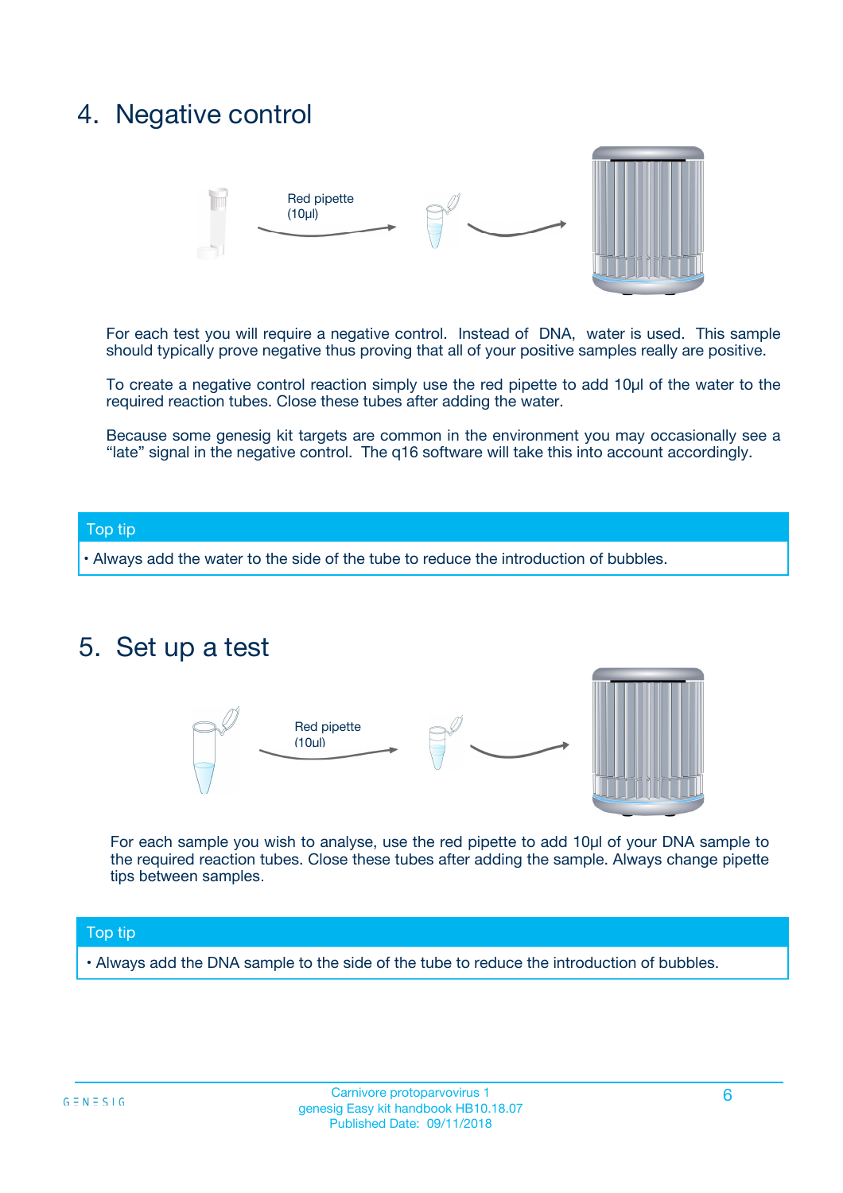## 4. Negative control

Red pipette (10µl)

For each test you will require a negative control. Instead of DNA, water is used. This sample should typically prove negative thus proving that all of your positive samples really are positive.

To create a negative control reaction simply use the red pipette to add 10µl of the water to the required reaction tubes. Close these tubes after adding the water.

Because some genesig kit targets are common in the environment you may occasionally see a "late" signal in the negative control. The q16 software will take this into account accordingly.

**Top tip**

• Always add the water to the side of the tube to reduce the introduction of bubbles.

## 5. Set up a test

Red pipette (10µl)

For each sample you wish to analyse, use the red pipette to add 10µl of your DNA sample to the required reaction tubes. Close these tubes after adding the sample. Always change pipette tips between samples.

**Top tip**

• Always add the DNA sample to the side of the tube to reduce the introduction of bubbles.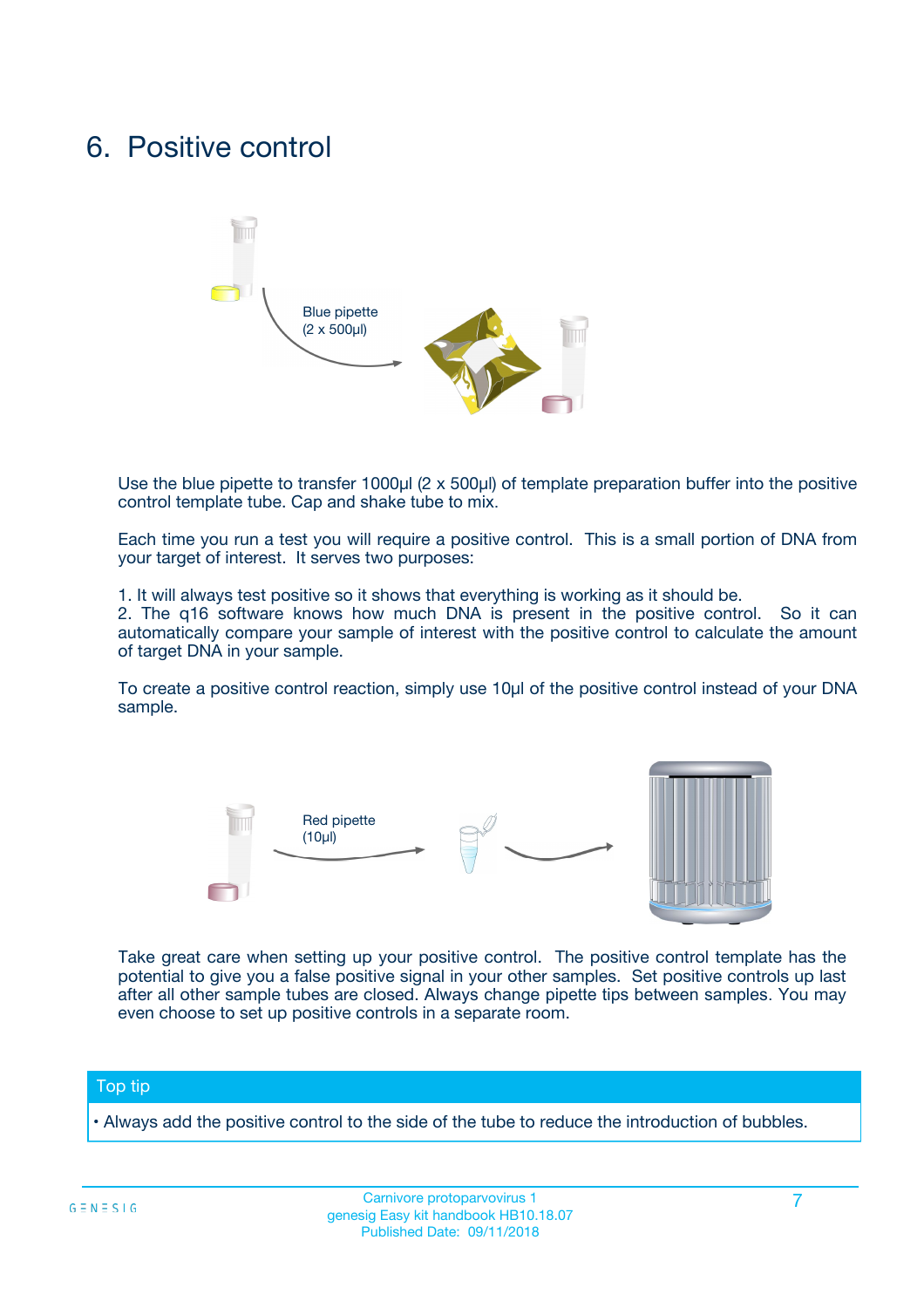# 6. Positive control

Blue pipette
(2 x 500µl)

Use the blue pipette to transfer 1000µl (2 x 500µl) of template preparation buffer into the positive control template tube. Cap and shake tube to mix.

Each time you run a test you will require a positive control. This is a small portion of DNA from your target of interest. It serves two purposes:

1. It will always test positive so it shows that everything is working as it should be.
2. The q16 software knows how much DNA is present in the positive control. So it can automatically compare your sample of interest with the positive control to calculate the amount of target DNA in your sample.

To create a positive control reaction, simply use 10µl of the positive control instead of your DNA sample.

Red pipette
(10µl)

Take great care when setting up your positive control. The positive control template has the potential to give you a false positive signal in your other samples. Set positive controls up last after all other sample tubes are closed. Always change pipette tips between samples. You may even choose to set up positive controls in a separate room.

**Top tip**

- Always add the positive control to the side of the tube to reduce the introduction of bubbles.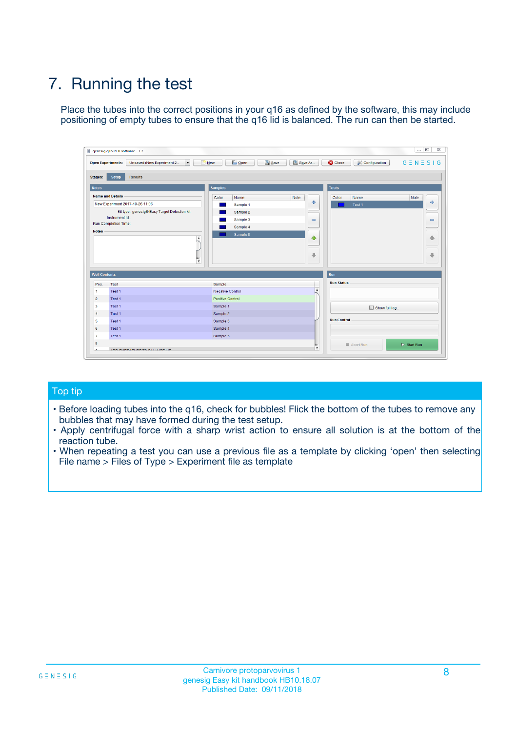# 7. Running the test

Place the tubes into the correct positions in your q16 as defined by the software, this may include positioning of empty tubes to ensure that the q16 lid is balanced. The run can then be started.

## Top tip

- Before loading tubes into the q16, check for bubbles! Flick the bottom of the tubes to remove any bubbles that may have formed during the test setup.
- Apply centrifugal force with a sharp wrist action to ensure all solution is at the bottom of the reaction tube.
- When repeating a test you can use a previous file as a template by clicking 'open' then selecting File name > Files of Type > Experiment file as template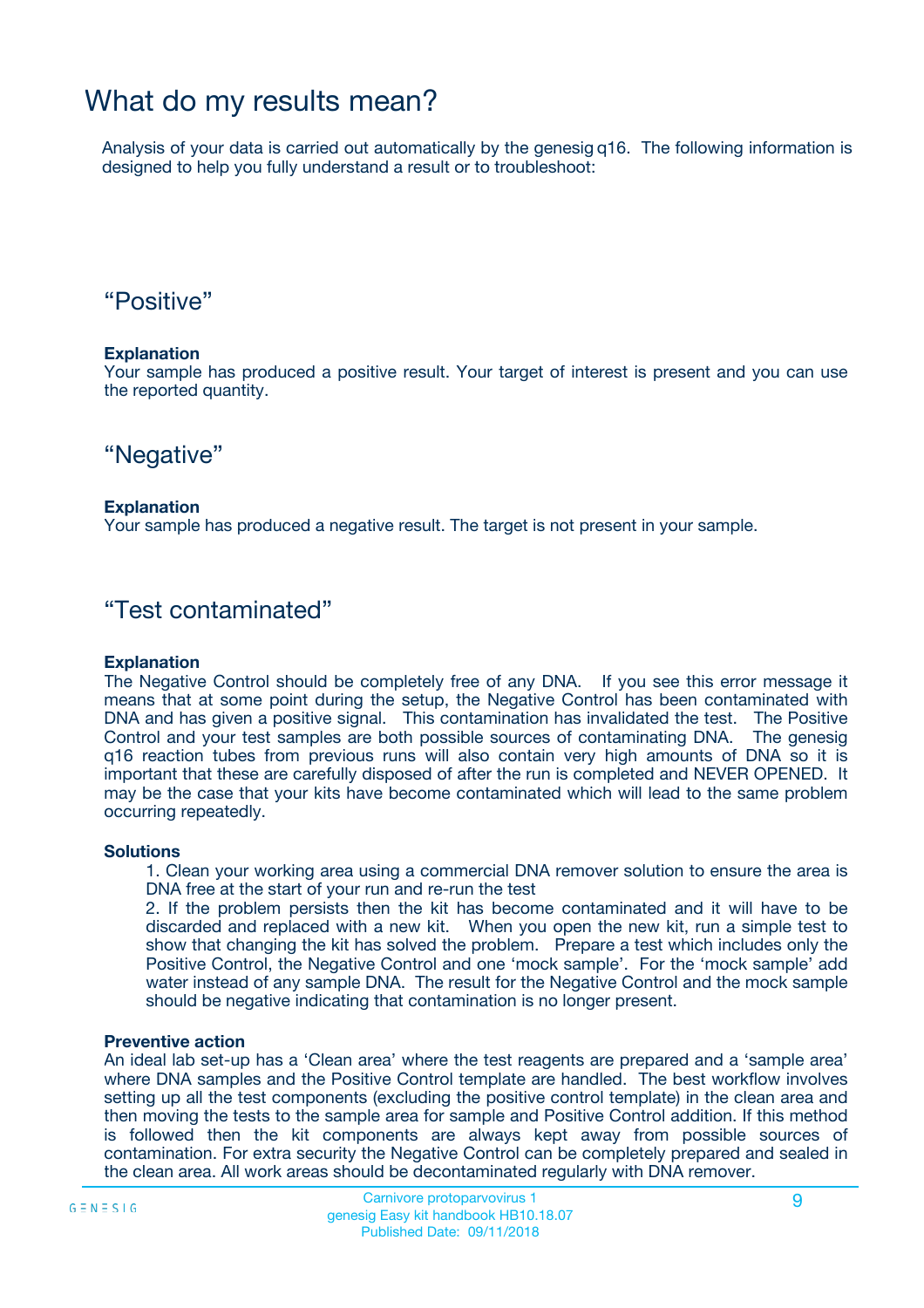# What do my results mean?

Analysis of your data is carried out automatically by the genesig q16. The following information is designed to help you fully understand a result or to troubleshoot:

## “Positive”

**Explanation**

Your sample has produced a positive result. Your target of interest is present and you can use the reported quantity.

## “Negative”

**Explanation**

Your sample has produced a negative result. The target is not present in your sample.

## “Test contaminated”

**Explanation**

The Negative Control should be completely free of any DNA. If you see this error message it means that at some point during the setup, the Negative Control has been contaminated with DNA and has given a positive signal. This contamination has invalidated the test. The Positive Control and your test samples are both possible sources of contaminating DNA. The genesig q16 reaction tubes from previous runs will also contain very high amounts of DNA so it is important that these are carefully disposed of after the run is completed and NEVER OPENED. It may be the case that your kits have become contaminated which will lead to the same problem occurring repeatedly.

**Solutions**

1. Clean your working area using a commercial DNA remover solution to ensure the area is DNA free at the start of your run and re-run the test
2. If the problem persists then the kit has become contaminated and it will have to be discarded and replaced with a new kit. When you open the new kit, run a simple test to show that changing the kit has solved the problem. Prepare a test which includes only the Positive Control, the Negative Control and one ‘mock sample’. For the ‘mock sample’ add water instead of any sample DNA. The result for the Negative Control and the mock sample should be negative indicating that contamination is no longer present.

**Preventive action**

An ideal lab set-up has a ‘Clean area’ where the test reagents are prepared and a ‘sample area’ where DNA samples and the Positive Control template are handled. The best workflow involves setting up all the test components (excluding the positive control template) in the clean area and then moving the tests to the sample area for sample and Positive Control addition. If this method is followed then the kit components are always kept away from possible sources of contamination. For extra security the Negative Control can be completely prepared and sealed in the clean area. All work areas should be decontaminated regularly with DNA remover.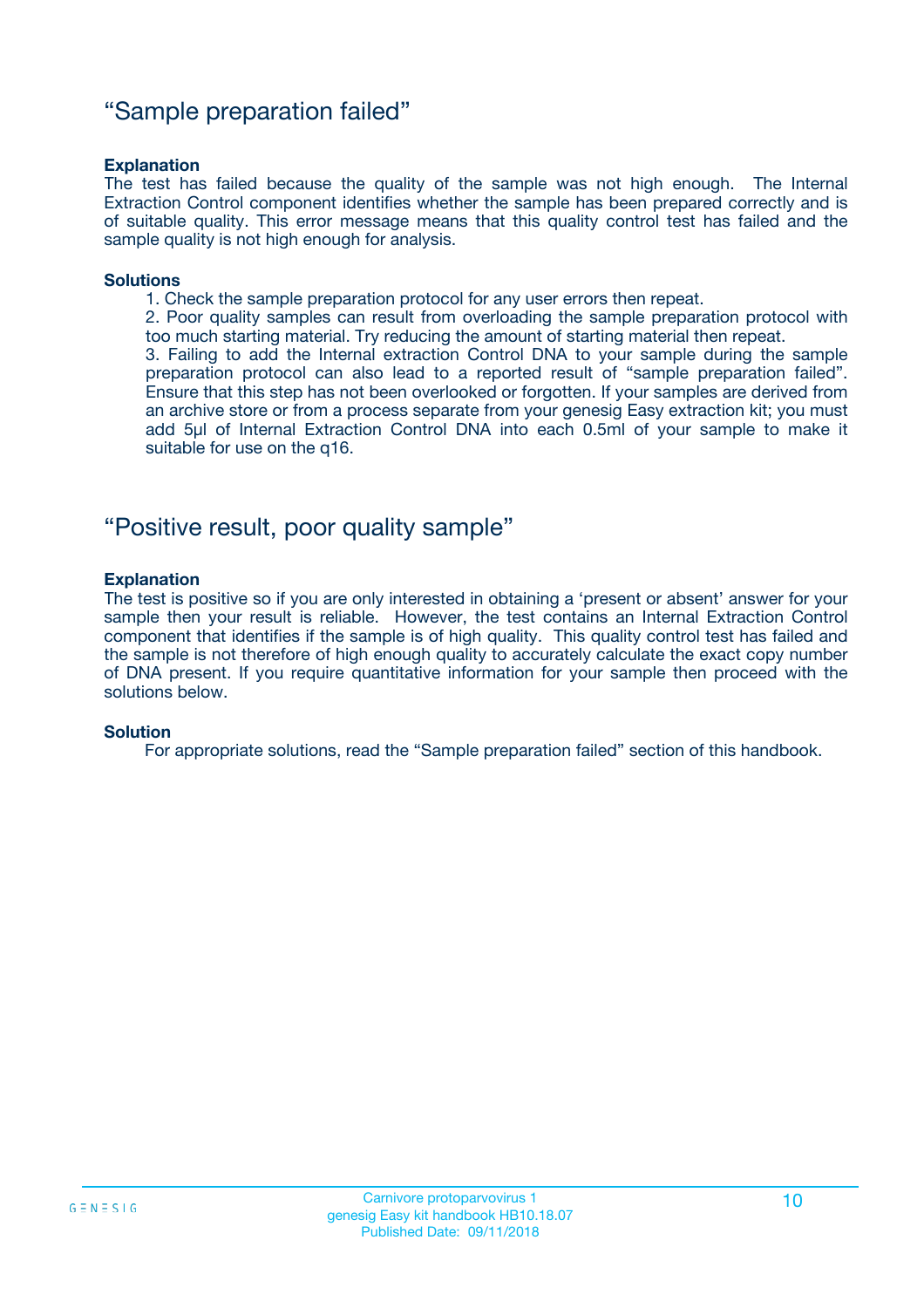## “Sample preparation failed”

**Explanation**

The test has failed because the quality of the sample was not high enough. The Internal Extraction Control component identifies whether the sample has been prepared correctly and is of suitable quality. This error message means that this quality control test has failed and the sample quality is not high enough for analysis.

**Solutions**

1. Check the sample preparation protocol for any user errors then repeat.
2. Poor quality samples can result from overloading the sample preparation protocol with too much starting material. Try reducing the amount of starting material then repeat.
3. Failing to add the Internal extraction Control DNA to your sample during the sample preparation protocol can also lead to a reported result of “sample preparation failed”. Ensure that this step has not been overlooked or forgotten. If your samples are derived from an archive store or from a process separate from your genesig Easy extraction kit; you must add 5µl of Internal Extraction Control DNA into each 0.5ml of your sample to make it suitable for use on the q16.

## “Positive result, poor quality sample”

**Explanation**

The test is positive so if you are only interested in obtaining a ‘present or absent’ answer for your sample then your result is reliable. However, the test contains an Internal Extraction Control component that identifies if the sample is of high quality. This quality control test has failed and the sample is not therefore of high enough quality to accurately calculate the exact copy number of DNA present. If you require quantitative information for your sample then proceed with the solutions below.

**Solution**

For appropriate solutions, read the “Sample preparation failed” section of this handbook.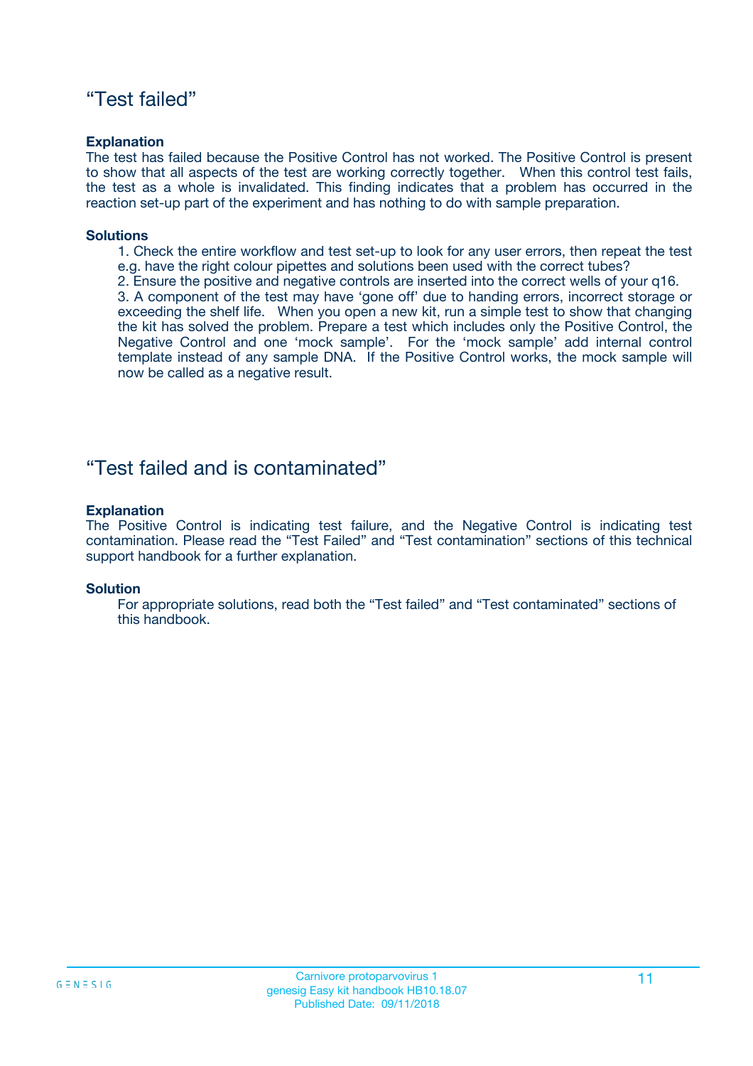## “Test failed”

**Explanation**

The test has failed because the Positive Control has not worked. The Positive Control is present to show that all aspects of the test are working correctly together. When this control test fails, the test as a whole is invalidated. This finding indicates that a problem has occurred in the reaction set-up part of the experiment and has nothing to do with sample preparation.

**Solutions**

1. Check the entire workflow and test set-up to look for any user errors, then repeat the test e.g. have the right colour pipettes and solutions been used with the correct tubes?
2. Ensure the positive and negative controls are inserted into the correct wells of your q16.
3. A component of the test may have ‘gone off’ due to handing errors, incorrect storage or exceeding the shelf life. When you open a new kit, run a simple test to show that changing the kit has solved the problem. Prepare a test which includes only the Positive Control, the Negative Control and one ‘mock sample’. For the ‘mock sample’ add internal control template instead of any sample DNA. If the Positive Control works, the mock sample will now be called as a negative result.

## “Test failed and is contaminated”

**Explanation**

The Positive Control is indicating test failure, and the Negative Control is indicating test contamination. Please read the “Test Failed” and “Test contamination” sections of this technical support handbook for a further explanation.

**Solution**

For appropriate solutions, read both the “Test failed” and “Test contaminated” sections of this handbook.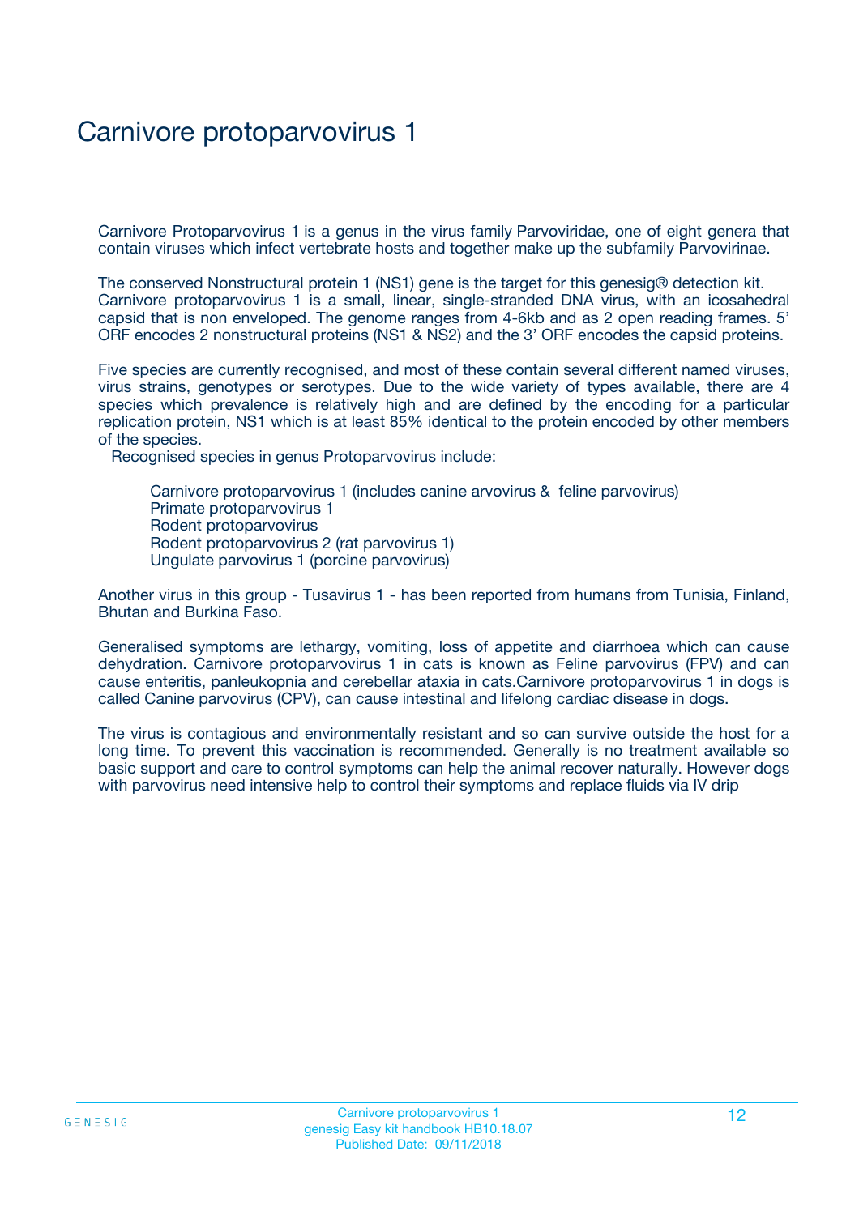# Carnivore protoparvovirus 1

Carnivore Protoparvovirus 1 is a genus in the virus family Parvoviridae, one of eight genera that contain viruses which infect vertebrate hosts and together make up the subfamily Parvovirinae.

The conserved Nonstructural protein 1 (NS1) gene is the target for this genesig® detection kit. Carnivore protoparvovirus 1 is a small, linear, single-stranded DNA virus, with an icosahedral capsid that is non enveloped. The genome ranges from 4-6kb and as 2 open reading frames. 5' ORF encodes 2 nonstructural proteins (NS1 & NS2) and the 3' ORF encodes the capsid proteins.

Five species are currently recognised, and most of these contain several different named viruses, virus strains, genotypes or serotypes. Due to the wide variety of types available, there are 4 species which prevalence is relatively high and are defined by the encoding for a particular replication protein, NS1 which is at least 85% identical to the protein encoded by other members of the species.

Recognised species in genus Protoparvovirus include:

- Carnivore protoparvovirus 1 (includes canine arvovirus & feline parvovirus)
- Primate protoparvovirus 1
- Rodent protoparvovirus
- Rodent protoparvovirus 2 (rat parvovirus 1)
- Ungulate parvovirus 1 (porcine parvovirus)

Another virus in this group - Tusavirus 1 - has been reported from humans from Tunisia, Finland, Bhutan and Burkina Faso.

Generalised symptoms are lethargy, vomiting, loss of appetite and diarrhoea which can cause dehydration. Carnivore protoparvovirus 1 in cats is known as Feline parvovirus (FPV) and can cause enteritis, panleukopnia and cerebellar ataxia in cats.Carnivore protoparvovirus 1 in dogs is called Canine parvovirus (CPV), can cause intestinal and lifelong cardiac disease in dogs.

The virus is contagious and environmentally resistant and so can survive outside the host for a long time. To prevent this vaccination is recommended. Generally is no treatment available so basic support and care to control symptoms can help the animal recover naturally. However dogs with parvovirus need intensive help to control their symptoms and replace fluids via IV drip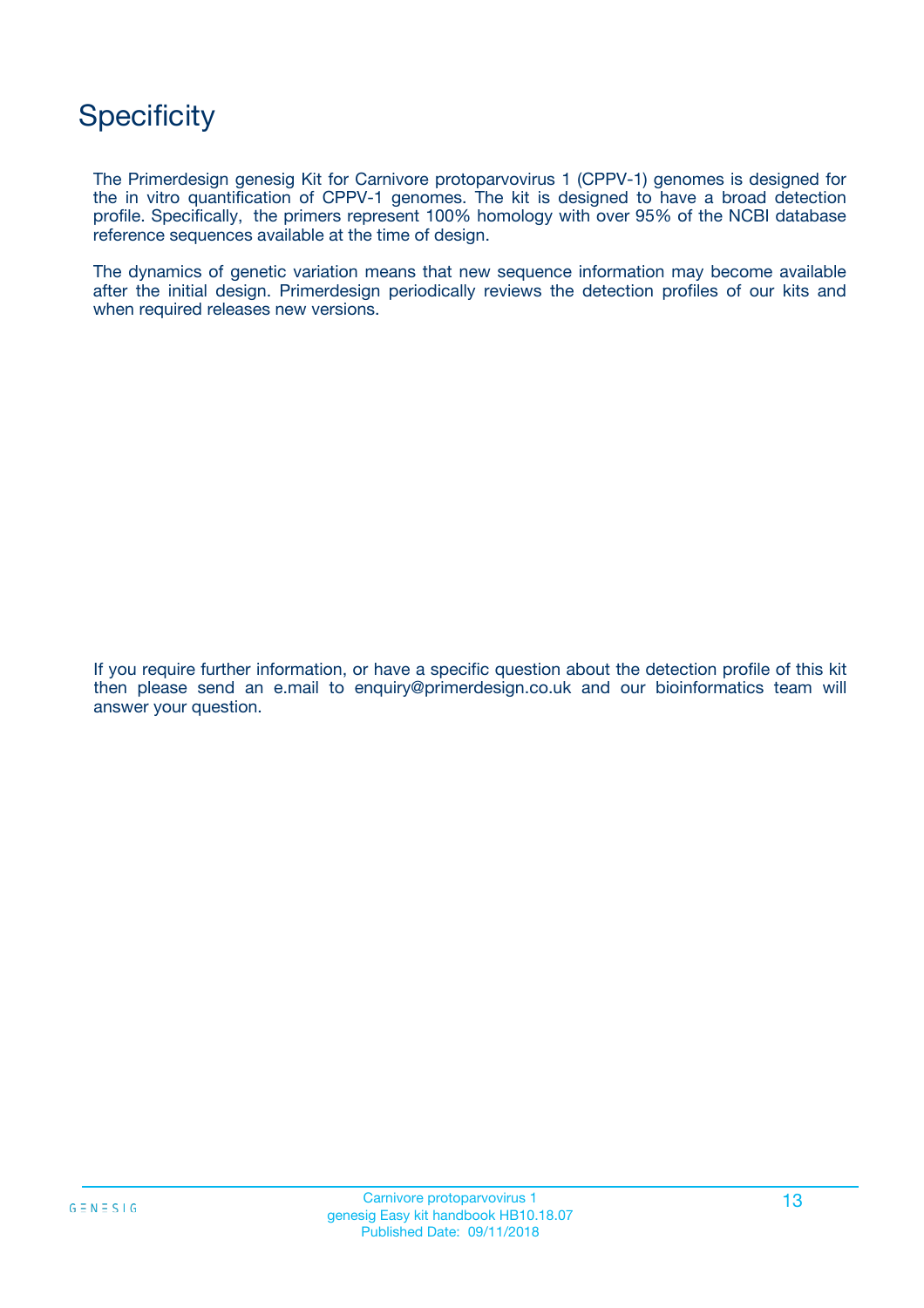# Specificity

The Primerdesign genesig Kit for Carnivore protoparvovirus 1 (CPPV-1) genomes is designed for the in vitro quantification of CPPV-1 genomes. The kit is designed to have a broad detection profile. Specifically, the primers represent 100% homology with over 95% of the NCBI database reference sequences available at the time of design.

The dynamics of genetic variation means that new sequence information may become available after the initial design. Primerdesign periodically reviews the detection profiles of our kits and when required releases new versions.

If you require further information, or have a specific question about the detection profile of this kit then please send an e.mail to enquiry@primerdesign.co.uk and our bioinformatics team will answer your question.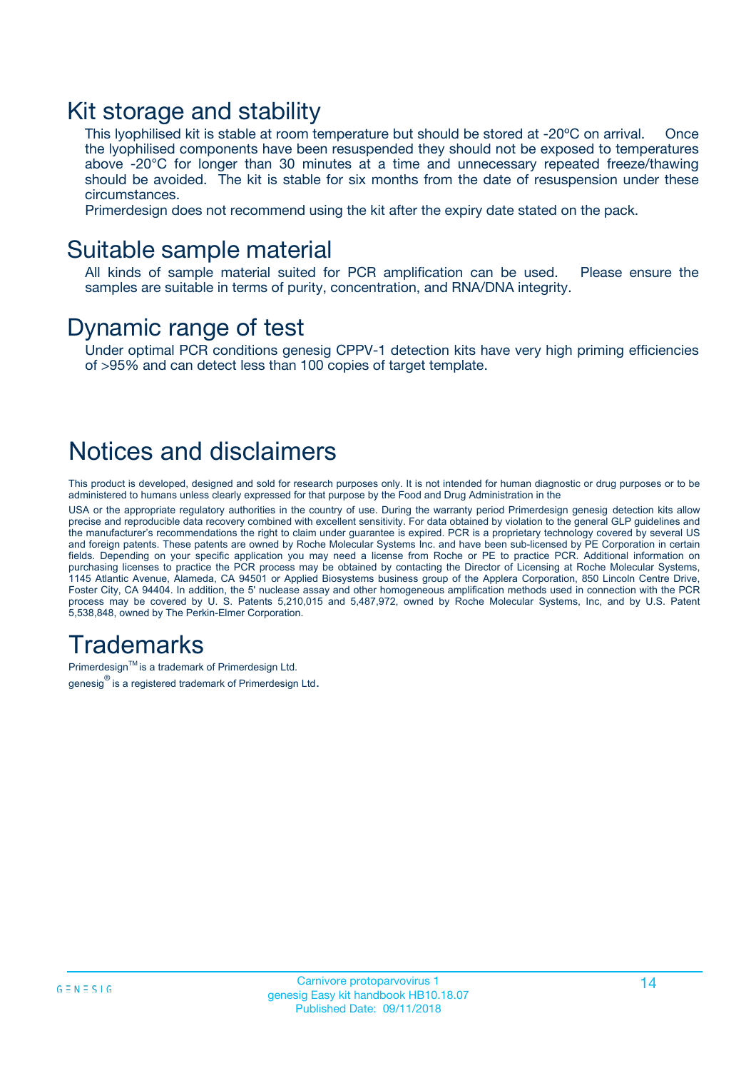## Kit storage and stability

This lyophilised kit is stable at room temperature but should be stored at -20ºC on arrival. Once the lyophilised components have been resuspended they should not be exposed to temperatures above -20°C for longer than 30 minutes at a time and unnecessary repeated freeze/thawing should be avoided. The kit is stable for six months from the date of resuspension under these circumstances.

Primerdesign does not recommend using the kit after the expiry date stated on the pack.

## Suitable sample material

All kinds of sample material suited for PCR amplification can be used. Please ensure the samples are suitable in terms of purity, concentration, and RNA/DNA integrity.

## Dynamic range of test

Under optimal PCR conditions genesig CPPV-1 detection kits have very high priming efficiencies of >95% and can detect less than 100 copies of target template.

# Notices and disclaimers

This product is developed, designed and sold for research purposes only. It is not intended for human diagnostic or drug purposes or to be administered to humans unless clearly expressed for that purpose by the Food and Drug Administration in the

USA or the appropriate regulatory authorities in the country of use. During the warranty period Primerdesign genesig detection kits allow precise and reproducible data recovery combined with excellent sensitivity. For data obtained by violation to the general GLP guidelines and the manufacturer's recommendations the right to claim under guarantee is expired. PCR is a proprietary technology covered by several US and foreign patents. These patents are owned by Roche Molecular Systems Inc. and have been sub-licensed by PE Corporation in certain fields. Depending on your specific application you may need a license from Roche or PE to practice PCR. Additional information on purchasing licenses to practice the PCR process may be obtained by contacting the Director of Licensing at Roche Molecular Systems, 1145 Atlantic Avenue, Alameda, CA 94501 or Applied Biosystems business group of the Applera Corporation, 850 Lincoln Centre Drive, Foster City, CA 94404. In addition, the 5' nuclease assay and other homogeneous amplification methods used in connection with the PCR process may be covered by U. S. Patents 5,210,015 and 5,487,972, owned by Roche Molecular Systems, Inc, and by U.S. Patent 5,538,848, owned by The Perkin-Elmer Corporation.

# Trademarks

Primerdesign™ is a trademark of Primerdesign Ltd.

genesig® is a registered trademark of Primerdesign Ltd.